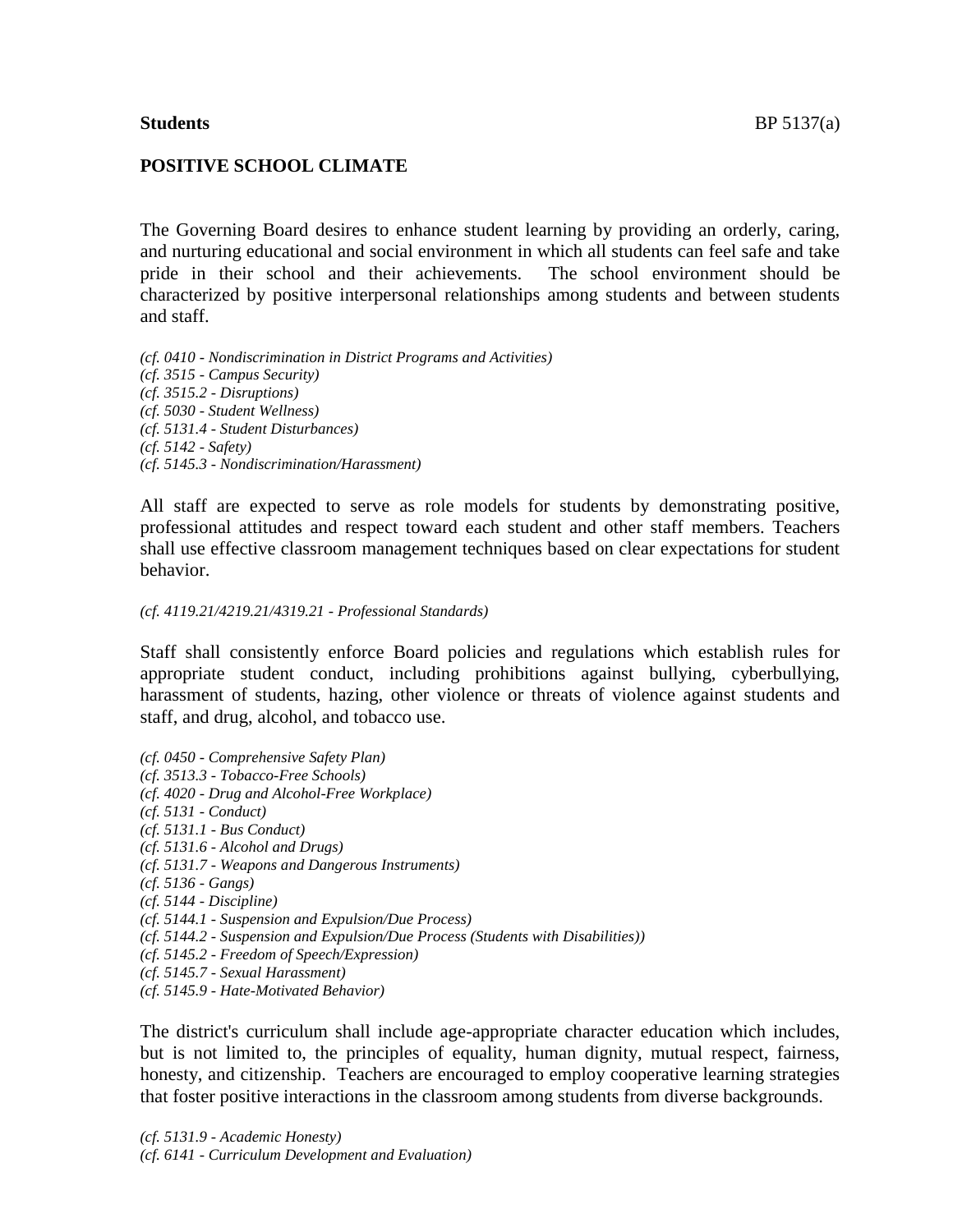**Students** BP 5137(a)

**POSITIVE SCHOOL CLIMATE**

The Governing Board desires to enhance student learning by providing an orderly, caring, and nurturing educational and social environment in which all students can feel safe and take pride in their school and their achievements. The school environment should be characterized by positive interpersonal relationships among students and between students and staff.

*(cf. 0410 - Nondiscrimination in District Programs and Activities)*
*(cf. 3515 - Campus Security)*
*(cf. 3515.2 - Disruptions)*
*(cf. 5030 - Student Wellness)*
*(cf. 5131.4 - Student Disturbances)*
*(cf. 5142 - Safety)*
*(cf. 5145.3 - Nondiscrimination/Harassment)*

All staff are expected to serve as role models for students by demonstrating positive, professional attitudes and respect toward each student and other staff members. Teachers shall use effective classroom management techniques based on clear expectations for student behavior.

*(cf. 4119.21/4219.21/4319.21 - Professional Standards)*

Staff shall consistently enforce Board policies and regulations which establish rules for appropriate student conduct, including prohibitions against bullying, cyberbullying, harassment of students, hazing, other violence or threats of violence against students and staff, and drug, alcohol, and tobacco use.

*(cf. 0450 - Comprehensive Safety Plan)*
*(cf. 3513.3 - Tobacco-Free Schools)*
*(cf. 4020 - Drug and Alcohol-Free Workplace)*
*(cf. 5131 - Conduct)*
*(cf. 5131.1 - Bus Conduct)*
*(cf. 5131.6 - Alcohol and Drugs)*
*(cf. 5131.7 - Weapons and Dangerous Instruments)*
*(cf. 5136 - Gangs)*
*(cf. 5144 - Discipline)*
*(cf. 5144.1 - Suspension and Expulsion/Due Process)*
*(cf. 5144.2 - Suspension and Expulsion/Due Process (Students with Disabilities))*
*(cf. 5145.2 - Freedom of Speech/Expression)*
*(cf. 5145.7 - Sexual Harassment)*
*(cf. 5145.9 - Hate-Motivated Behavior)*

The district's curriculum shall include age-appropriate character education which includes, but is not limited to, the principles of equality, human dignity, mutual respect, fairness, honesty, and citizenship. Teachers are encouraged to employ cooperative learning strategies that foster positive interactions in the classroom among students from diverse backgrounds.

*(cf. 5131.9 - Academic Honesty)*
*(cf. 6141 - Curriculum Development and Evaluation)*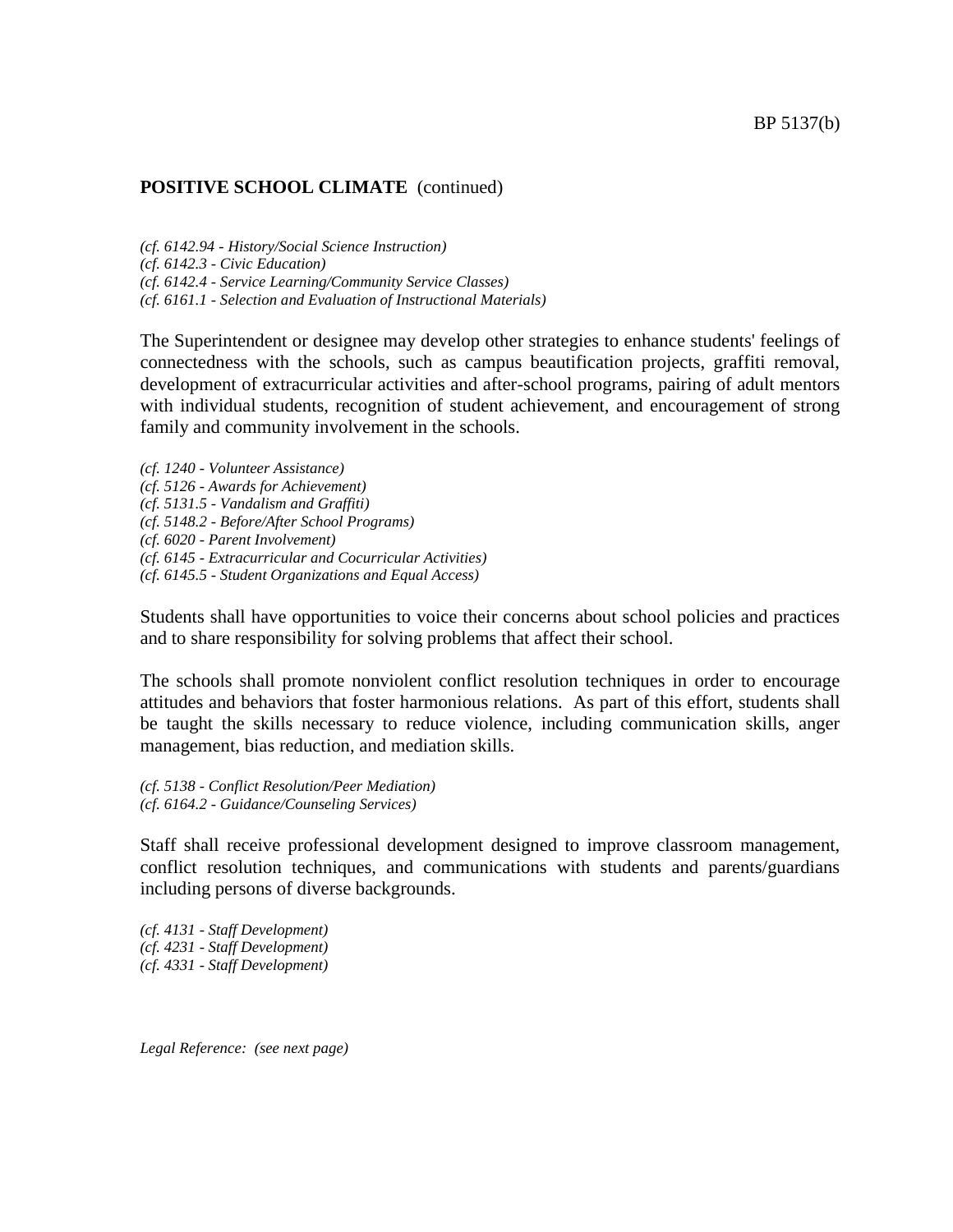**POSITIVE SCHOOL CLIMATE** (continued)

*(cf. 6142.94 - History/Social Science Instruction)*
*(cf. 6142.3 - Civic Education)*
*(cf. 6142.4 - Service Learning/Community Service Classes)*
*(cf. 6161.1 - Selection and Evaluation of Instructional Materials)*

The Superintendent or designee may develop other strategies to enhance students' feelings of connectedness with the schools, such as campus beautification projects, graffiti removal, development of extracurricular activities and after-school programs, pairing of adult mentors with individual students, recognition of student achievement, and encouragement of strong family and community involvement in the schools.

*(cf. 1240 - Volunteer Assistance)*
*(cf. 5126 - Awards for Achievement)*
*(cf. 5131.5 - Vandalism and Graffiti)*
*(cf. 5148.2 - Before/After School Programs)*
*(cf. 6020 - Parent Involvement)*
*(cf. 6145 - Extracurricular and Cocurricular Activities)*
*(cf. 6145.5 - Student Organizations and Equal Access)*

Students shall have opportunities to voice their concerns about school policies and practices and to share responsibility for solving problems that affect their school.

The schools shall promote nonviolent conflict resolution techniques in order to encourage attitudes and behaviors that foster harmonious relations. As part of this effort, students shall be taught the skills necessary to reduce violence, including communication skills, anger management, bias reduction, and mediation skills.

*(cf. 5138 - Conflict Resolution/Peer Mediation)*
*(cf. 6164.2 - Guidance/Counseling Services)*

Staff shall receive professional development designed to improve classroom management, conflict resolution techniques, and communications with students and parents/guardians including persons of diverse backgrounds.

*(cf. 4131 - Staff Development)*
*(cf. 4231 - Staff Development)*
*(cf. 4331 - Staff Development)*

*Legal Reference: (see next page)*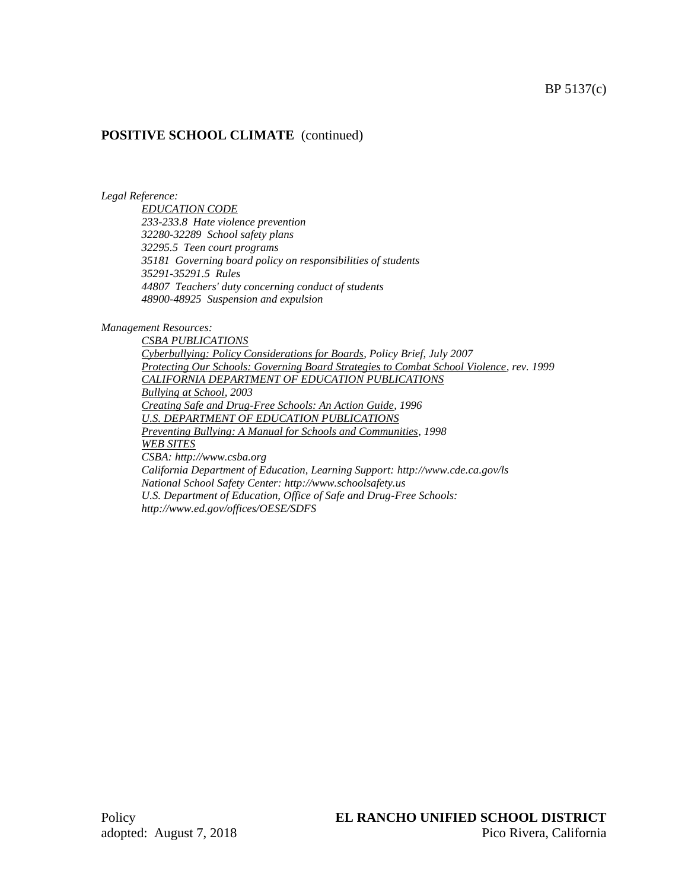**POSITIVE SCHOOL CLIMATE** (continued)

*Legal Reference:*

*EDUCATION CODE*
*233-233.8 Hate violence prevention*
*32280-32289 School safety plans*
*32295.5 Teen court programs*
*35181 Governing board policy on responsibilities of students*
*35291-35291.5 Rules*
*44807 Teachers' duty concerning conduct of students*
*48900-48925 Suspension and expulsion*

*Management Resources:*

*CSBA PUBLICATIONS*
*Cyberbullying: Policy Considerations for Boards, Policy Brief, July 2007*
*Protecting Our Schools: Governing Board Strategies to Combat School Violence, rev. 1999*
*CALIFORNIA DEPARTMENT OF EDUCATION PUBLICATIONS*
*Bullying at School, 2003*
*Creating Safe and Drug-Free Schools: An Action Guide, 1996*
*U.S. DEPARTMENT OF EDUCATION PUBLICATIONS*
*Preventing Bullying: A Manual for Schools and Communities, 1998*
*WEB SITES*
*CSBA: http://www.csba.org*
*California Department of Education, Learning Support: http://www.cde.ca.gov/ls*
*National School Safety Center: http://www.schoolsafety.us*
*U.S. Department of Education, Office of Safe and Drug-Free Schools: http://www.ed.gov/offices/OESE/SDFS*

Policy
adopted: August 7, 2018

**EL RANCHO UNIFIED SCHOOL DISTRICT**
Pico Rivera, California